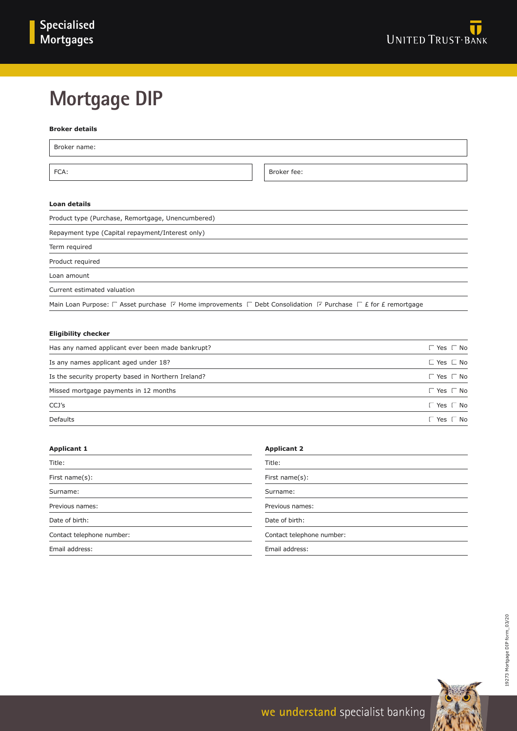Specialised Mortgages

UNITED TRUST·BANK

# Mortgage DIP

**Broker details**

Broker name:

FCA:

Broker fee:

**Loan details**

Product type (Purchase, Remortgage, Unencumbered)

Repayment type (Capital repayment/Interest only)

Term required

Product required

Loan amount

Current estimated valuation

Main Loan Purpose: ☐ Asset purchase ☑ Home improvements ☐ Debt Consolidation ☑ Purchase ☐ £ for £ remortgage

**Eligibility checker**

| | |
|---|---|
| Has any named applicant ever been made bankrupt? | ☐ Yes ☐ No |
| Is any names applicant aged under 18? | ☐ Yes ☐ No |
| Is the security property based in Northern Ireland? | ☐ Yes ☐ No |
| Missed mortgage payments in 12 months | ☐ Yes ☐ No |
| CCJ's | ☐ Yes ☐ No |
| Defaults | ☐ Yes ☐ No |

**Applicant 1**

Title:

First name(s):

Surname:

Previous names:

Date of birth:

Contact telephone number:

Email address:

**Applicant 2**

Title:

First name(s):

Surname:

Previous names:

Date of birth:

Contact telephone number:

Email address:

19273 Mortgage DIP form_03/20

we understand specialist banking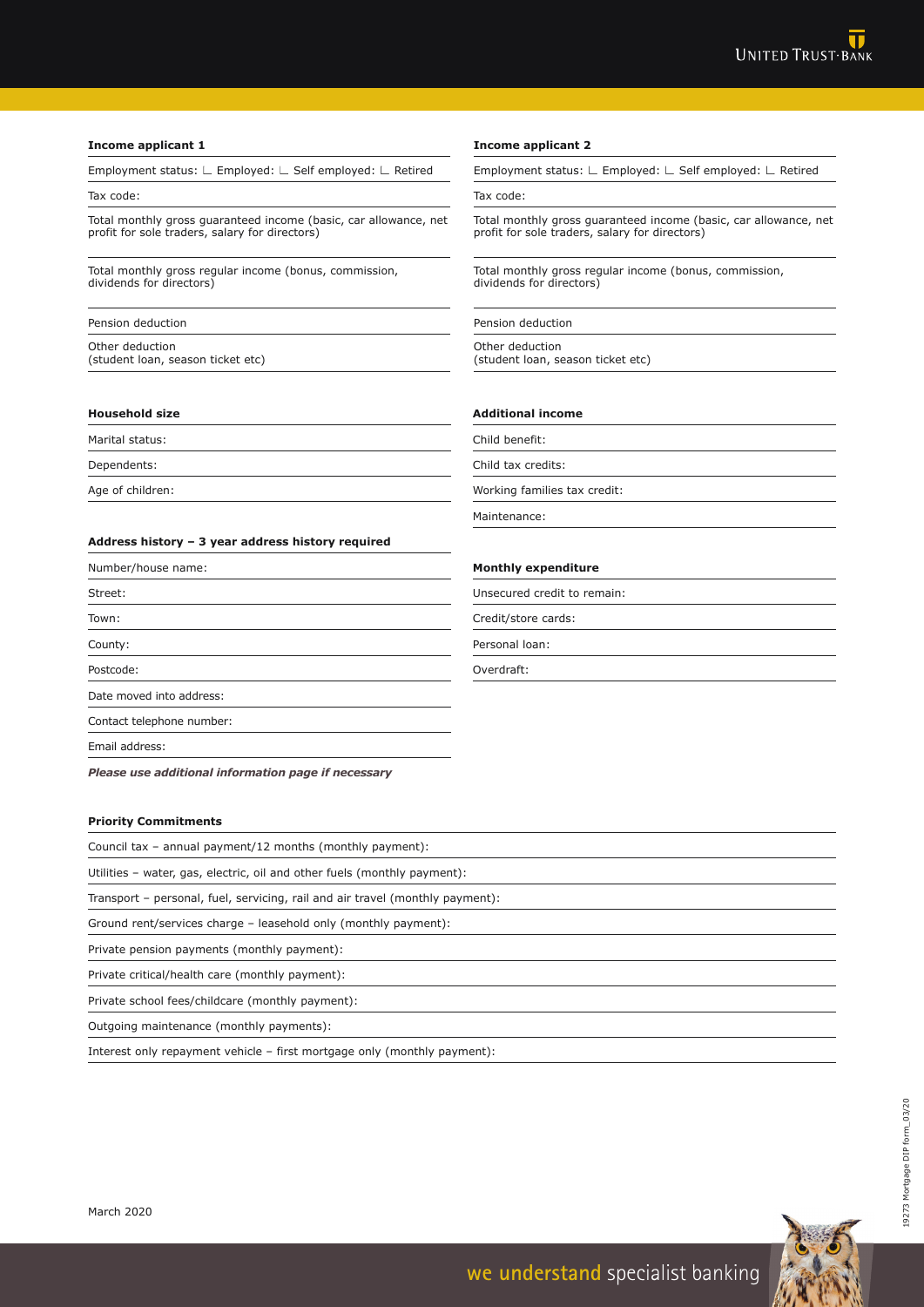**Income applicant 1**

Employment status: ∟ Employed: ∟ Self employed: ∟ Retired

Tax code:

Total monthly gross guaranteed income (basic, car allowance, net profit for sole traders, salary for directors)

Total monthly gross regular income (bonus, commission, dividends for directors)

Pension deduction

Other deduction
(student loan, season ticket etc)

**Income applicant 2**

Employment status: ∟ Employed: ∟ Self employed: ∟ Retired

Tax code:

Total monthly gross guaranteed income (basic, car allowance, net profit for sole traders, salary for directors)

Total monthly gross regular income (bonus, commission, dividends for directors)

Pension deduction

Other deduction
(student loan, season ticket etc)

**Household size**

Marital status:

Dependents:

Age of children:

**Address history – 3 year address history required**

Number/house name:

Street:

Town:

County:

Postcode:

Date moved into address:

Contact telephone number:

Email address:

***Please use additional information page if necessary***

**Additional income**

Child benefit:

Child tax credits:

Working families tax credit:

Maintenance:

**Monthly expenditure**

Unsecured credit to remain:

Credit/store cards:

Personal loan:

Overdraft:

**Priority Commitments**

Council tax – annual payment/12 months (monthly payment):

Utilities – water, gas, electric, oil and other fuels (monthly payment):

Transport – personal, fuel, servicing, rail and air travel (monthly payment):

Ground rent/services charge – leasehold only (monthly payment):

Private pension payments (monthly payment):

Private critical/health care (monthly payment):

Private school fees/childcare (monthly payment):

Outgoing maintenance (monthly payments):

Interest only repayment vehicle – first mortgage only (monthly payment):

March 2020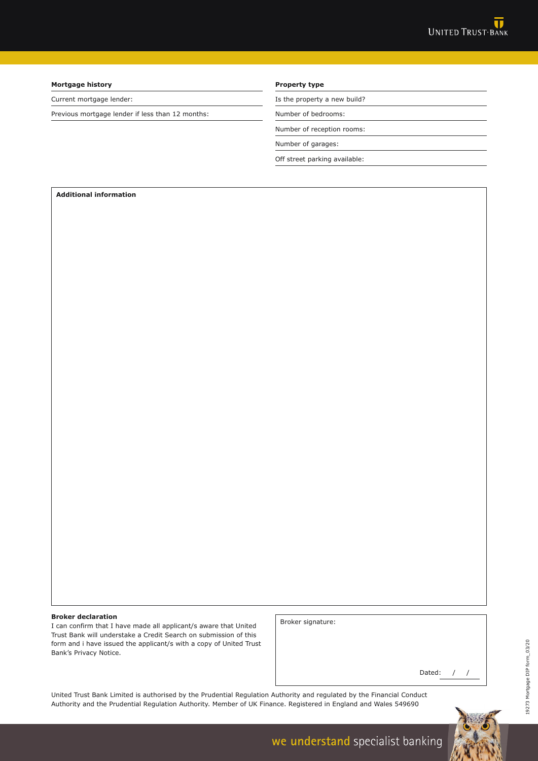**Mortgage history**

Current mortgage lender:

Previous mortgage lender if less than 12 months:

**Property type**

Is the property a new build?

Number of bedrooms:

Number of reception rooms:

Number of garages:

Off street parking available:

**Additional information**

**Broker declaration**

I can confirm that I have made all applicant/s aware that United Trust Bank will understake a Credit Search on submission of this form and i have issued the applicant/s with a copy of United Trust Bank's Privacy Notice.

Broker signature:

Dated: / /

United Trust Bank Limited is authorised by the Prudential Regulation Authority and regulated by the Financial Conduct Authority and the Prudential Regulation Authority. Member of UK Finance. Registered in England and Wales 549690

we understand specialist banking

19273 Mortgage DIP form_03/20